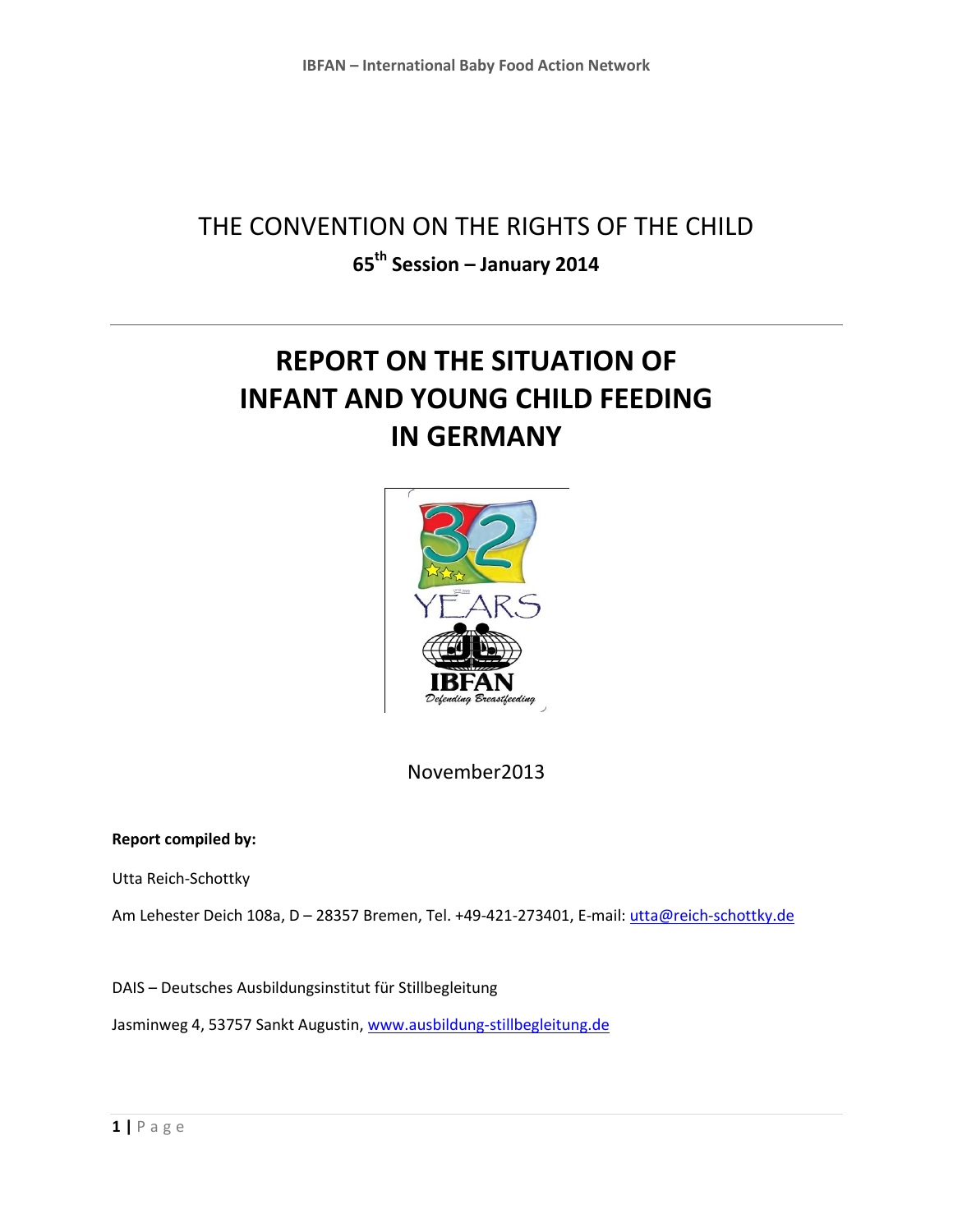THE CONVENTION ON THE RIGHTS OF THE CHILD

**65th Session – January 2014**

# REPORT ON THE SITUATION OF INFANT AND YOUNG CHILD FEEDING IN GERMANY

November2013

**Report compiled by:**

Utta Reich-Schottky

Am Lehester Deich 108a, D – 28357 Bremen, Tel. +49-421-273401, E-mail: utta@reich-schottky.de

DAIS – Deutsches Ausbildungsinstitut für Stillbegleitung

Jasminweg 4, 53757 Sankt Augustin, www.ausbildung-stillbegleitung.de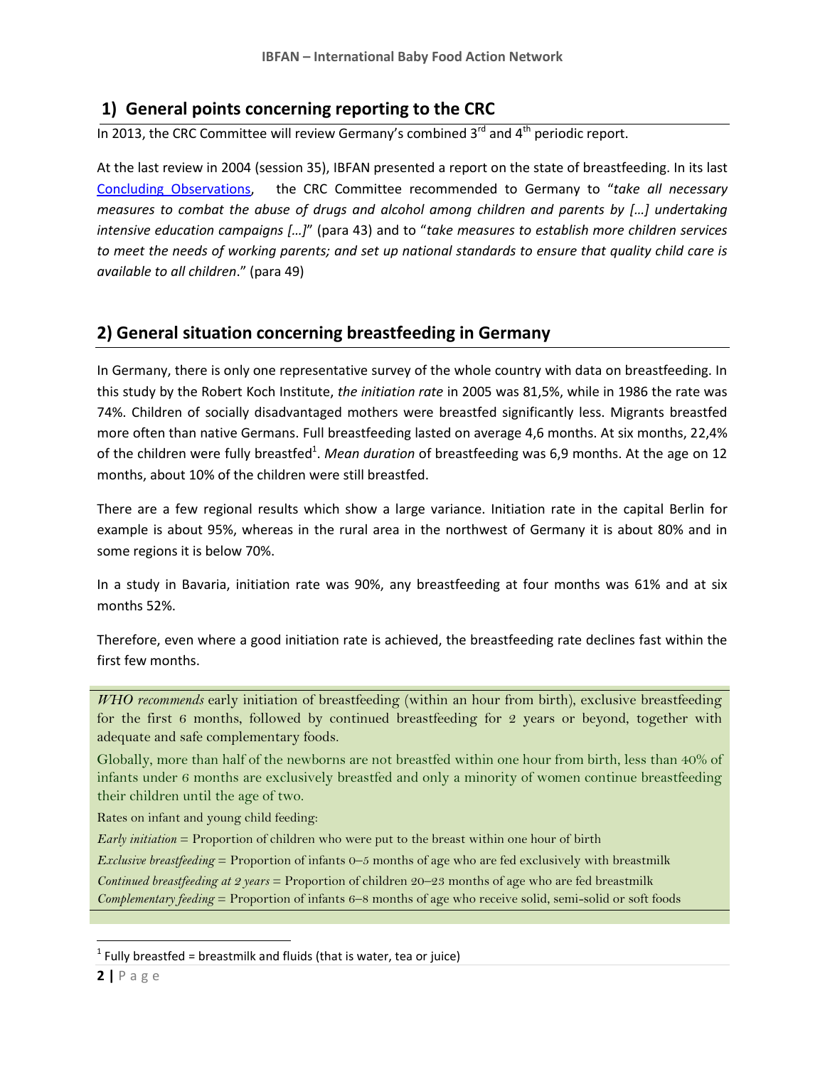## 1) General points concerning reporting to the CRC

In 2013, the CRC Committee will review Germany's combined 3rd and 4th periodic report.

At the last review in 2004 (session 35), IBFAN presented a report on the state of breastfeeding. In its last Concluding Observations, the CRC Committee recommended to Germany to "*take all necessary measures to combat the abuse of drugs and alcohol among children and parents by […] undertaking intensive education campaigns […]*" (para 43) and to "*take measures to establish more children services to meet the needs of working parents; and set up national standards to ensure that quality child care is available to all children*." (para 49)

## 2) General situation concerning breastfeeding in Germany

In Germany, there is only one representative survey of the whole country with data on breastfeeding. In this study by the Robert Koch Institute, *the initiation rate* in 2005 was 81,5%, while in 1986 the rate was 74%. Children of socially disadvantaged mothers were breastfed significantly less. Migrants breastfed more often than native Germans. Full breastfeeding lasted on average 4,6 months. At six months, 22,4% of the children were fully breastfed[1]. *Mean duration* of breastfeeding was 6,9 months. At the age on 12 months, about 10% of the children were still breastfed.

There are a few regional results which show a large variance. Initiation rate in the capital Berlin for example is about 95%, whereas in the rural area in the northwest of Germany it is about 80% and in some regions it is below 70%.

In a study in Bavaria, initiation rate was 90%, any breastfeeding at four months was 61% and at six months 52%.

Therefore, even where a good initiation rate is achieved, the breastfeeding rate declines fast within the first few months.

*WHO recommends* early initiation of breastfeeding (within an hour from birth), exclusive breastfeeding for the first 6 months, followed by continued breastfeeding for 2 years or beyond, together with adequate and safe complementary foods.

Globally, more than half of the newborns are not breastfed within one hour from birth, less than 40% of infants under 6 months are exclusively breastfed and only a minority of women continue breastfeeding their children until the age of two.

Rates on infant and young child feeding:

*Early initiation* = Proportion of children who were put to the breast within one hour of birth

*Exclusive breastfeeding* = Proportion of infants 0–5 months of age who are fed exclusively with breastmilk

*Continued breastfeeding at 2 years* = Proportion of children 20–23 months of age who are fed breastmilk

*Complementary feeding* = Proportion of infants 6–8 months of age who receive solid, semi-solid or soft foods

[1] Fully breastfed = breastmilk and fluids (that is water, tea or juice)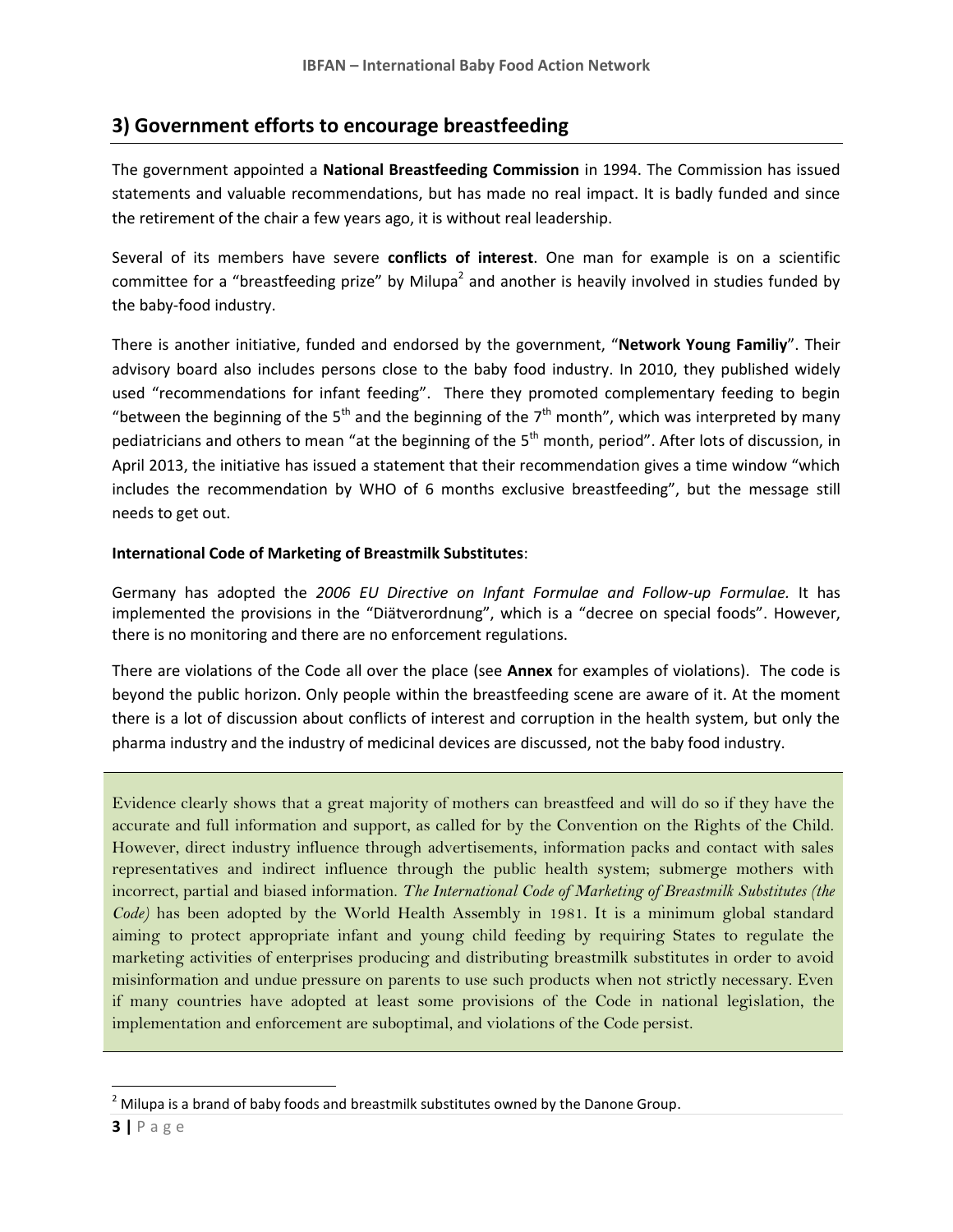## 3) Government efforts to encourage breastfeeding

The government appointed a **National Breastfeeding Commission** in 1994. The Commission has issued statements and valuable recommendations, but has made no real impact. It is badly funded and since the retirement of the chair a few years ago, it is without real leadership.

Several of its members have severe **conflicts of interest**. One man for example is on a scientific committee for a "breastfeeding prize" by Milupa[2] and another is heavily involved in studies funded by the baby-food industry.

There is another initiative, funded and endorsed by the government, "**Network Young Familiy**". Their advisory board also includes persons close to the baby food industry. In 2010, they published widely used "recommendations for infant feeding". There they promoted complementary feeding to begin "between the beginning of the 5th and the beginning of the 7th month", which was interpreted by many pediatricians and others to mean "at the beginning of the 5th month, period". After lots of discussion, in April 2013, the initiative has issued a statement that their recommendation gives a time window "which includes the recommendation by WHO of 6 months exclusive breastfeeding", but the message still needs to get out.

**International Code of Marketing of Breastmilk Substitutes**:

Germany has adopted the *2006 EU Directive on Infant Formulae and Follow-up Formulae.* It has implemented the provisions in the "Diätverordnung", which is a "decree on special foods". However, there is no monitoring and there are no enforcement regulations.

There are violations of the Code all over the place (see **Annex** for examples of violations). The code is beyond the public horizon. Only people within the breastfeeding scene are aware of it. At the moment there is a lot of discussion about conflicts of interest and corruption in the health system, but only the pharma industry and the industry of medicinal devices are discussed, not the baby food industry.

> Evidence clearly shows that a great majority of mothers can breastfeed and will do so if they have the accurate and full information and support, as called for by the Convention on the Rights of the Child. However, direct industry influence through advertisements, information packs and contact with sales representatives and indirect influence through the public health system; submerge mothers with incorrect, partial and biased information. *The International Code of Marketing of Breastmilk Substitutes (the Code)* has been adopted by the World Health Assembly in 1981. It is a minimum global standard aiming to protect appropriate infant and young child feeding by requiring States to regulate the marketing activities of enterprises producing and distributing breastmilk substitutes in order to avoid misinformation and undue pressure on parents to use such products when not strictly necessary. Even if many countries have adopted at least some provisions of the Code in national legislation, the implementation and enforcement are suboptimal, and violations of the Code persist.

[2] Milupa is a brand of baby foods and breastmilk substitutes owned by the Danone Group.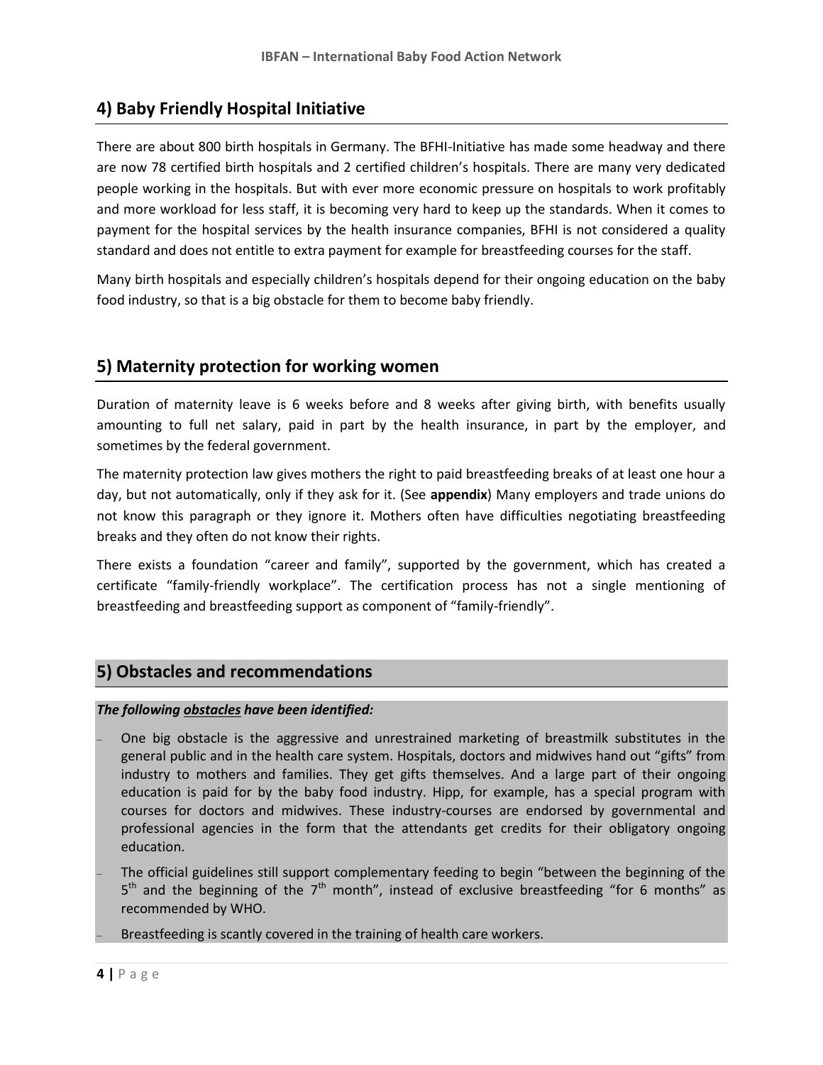## 4) Baby Friendly Hospital Initiative

There are about 800 birth hospitals in Germany. The BFHI-Initiative has made some headway and there are now 78 certified birth hospitals and 2 certified children's hospitals. There are many very dedicated people working in the hospitals. But with ever more economic pressure on hospitals to work profitably and more workload for less staff, it is becoming very hard to keep up the standards. When it comes to payment for the hospital services by the health insurance companies, BFHI is not considered a quality standard and does not entitle to extra payment for example for breastfeeding courses for the staff.

Many birth hospitals and especially children's hospitals depend for their ongoing education on the baby food industry, so that is a big obstacle for them to become baby friendly.

## 5) Maternity protection for working women

Duration of maternity leave is 6 weeks before and 8 weeks after giving birth, with benefits usually amounting to full net salary, paid in part by the health insurance, in part by the employer, and sometimes by the federal government.

The maternity protection law gives mothers the right to paid breastfeeding breaks of at least one hour a day, but not automatically, only if they ask for it. (See **appendix**) Many employers and trade unions do not know this paragraph or they ignore it. Mothers often have difficulties negotiating breastfeeding breaks and they often do not know their rights.

There exists a foundation "career and family", supported by the government, which has created a certificate "family-friendly workplace". The certification process has not a single mentioning of breastfeeding and breastfeeding support as component of "family-friendly".

## 5) Obstacles and recommendations

***The following obstacles have been identified:***

- One big obstacle is the aggressive and unrestrained marketing of breastmilk substitutes in the general public and in the health care system. Hospitals, doctors and midwives hand out "gifts" from industry to mothers and families. They get gifts themselves. And a large part of their ongoing education is paid for by the baby food industry. Hipp, for example, has a special program with courses for doctors and midwives. These industry-courses are endorsed by governmental and professional agencies in the form that the attendants get credits for their obligatory ongoing education.
- The official guidelines still support complementary feeding to begin "between the beginning of the 5th and the beginning of the 7th month", instead of exclusive breastfeeding "for 6 months" as recommended by WHO.
- Breastfeeding is scantly covered in the training of health care workers.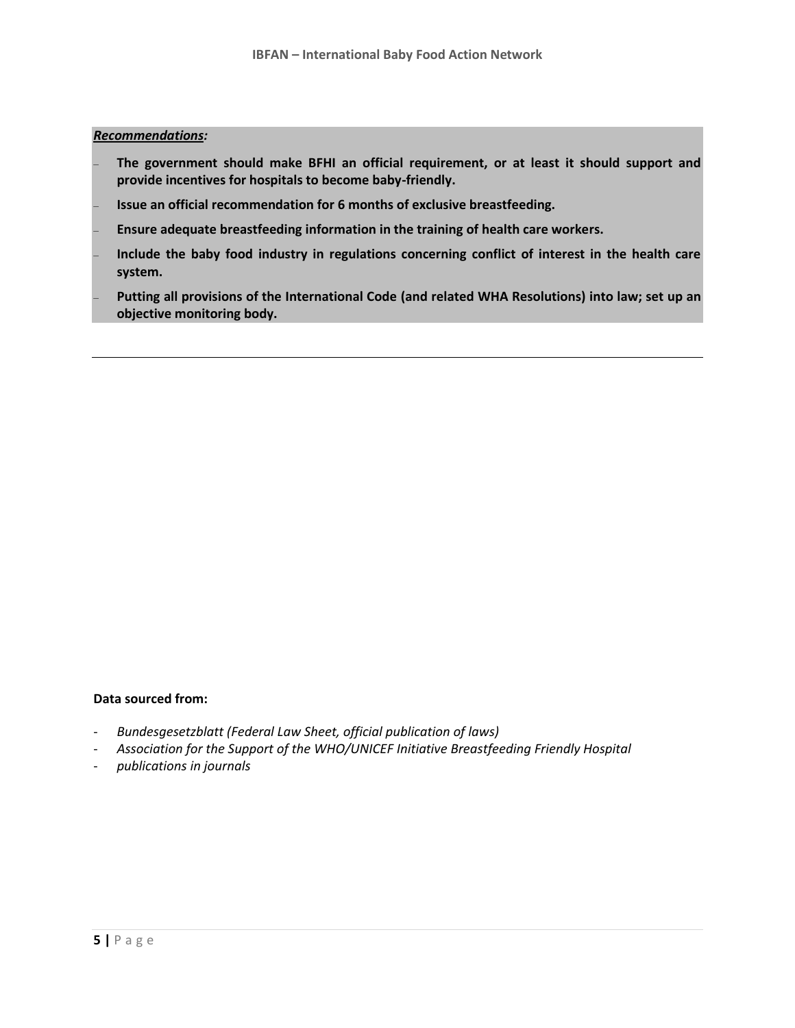***Recommendations:***

- **The government should make BFHI an official requirement, or at least it should support and provide incentives for hospitals to become baby-friendly.**
- **Issue an official recommendation for 6 months of exclusive breastfeeding.**
- **Ensure adequate breastfeeding information in the training of health care workers.**
- **Include the baby food industry in regulations concerning conflict of interest in the health care system.**
- **Putting all provisions of the International Code (and related WHA Resolutions) into law; set up an objective monitoring body.**

---

**Data sourced from:**

- *Bundesgesetzblatt (Federal Law Sheet, official publication of laws)*
- *Association for the Support of the WHO/UNICEF Initiative Breastfeeding Friendly Hospital*
- *publications in journals*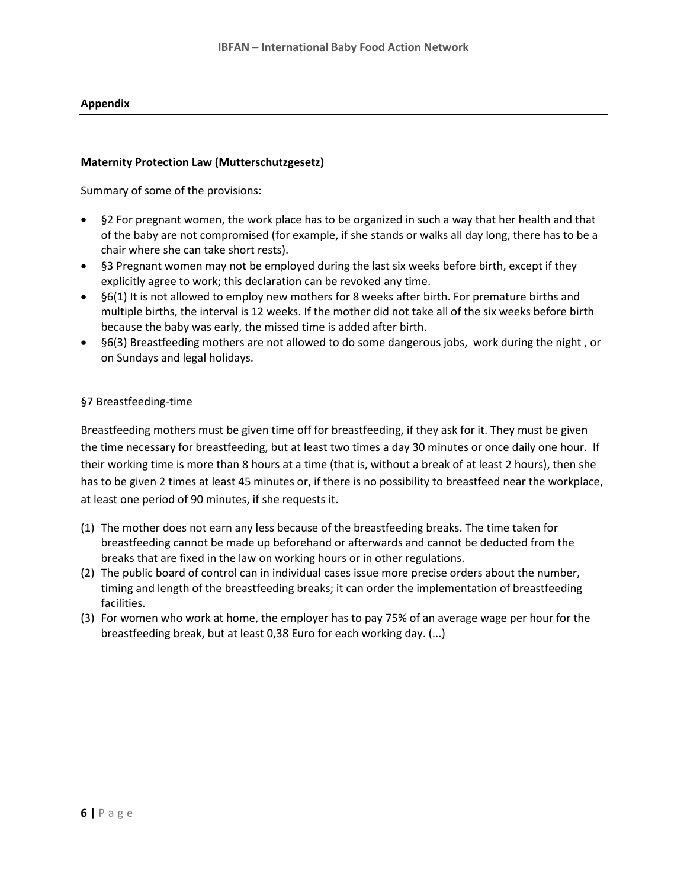**Appendix**

**Maternity Protection Law (Mutterschutzgesetz)**

Summary of some of the provisions:

- §2 For pregnant women, the work place has to be organized in such a way that her health and that of the baby are not compromised (for example, if she stands or walks all day long, there has to be a chair where she can take short rests).
- §3 Pregnant women may not be employed during the last six weeks before birth, except if they explicitly agree to work; this declaration can be revoked any time.
- §6(1) It is not allowed to employ new mothers for 8 weeks after birth. For premature births and multiple births, the interval is 12 weeks. If the mother did not take all of the six weeks before birth because the baby was early, the missed time is added after birth.
- §6(3) Breastfeeding mothers are not allowed to do some dangerous jobs, work during the night , or on Sundays and legal holidays.

§7 Breastfeeding-time

Breastfeeding mothers must be given time off for breastfeeding, if they ask for it. They must be given the time necessary for breastfeeding, but at least two times a day 30 minutes or once daily one hour. If their working time is more than 8 hours at a time (that is, without a break of at least 2 hours), then she has to be given 2 times at least 45 minutes or, if there is no possibility to breastfeed near the workplace, at least one period of 90 minutes, if she requests it.

(1) The mother does not earn any less because of the breastfeeding breaks. The time taken for breastfeeding cannot be made up beforehand or afterwards and cannot be deducted from the breaks that are fixed in the law on working hours or in other regulations.
(2) The public board of control can in individual cases issue more precise orders about the number, timing and length of the breastfeeding breaks; it can order the implementation of breastfeeding facilities.
(3) For women who work at home, the employer has to pay 75% of an average wage per hour for the breastfeeding break, but at least 0,38 Euro for each working day. (...)